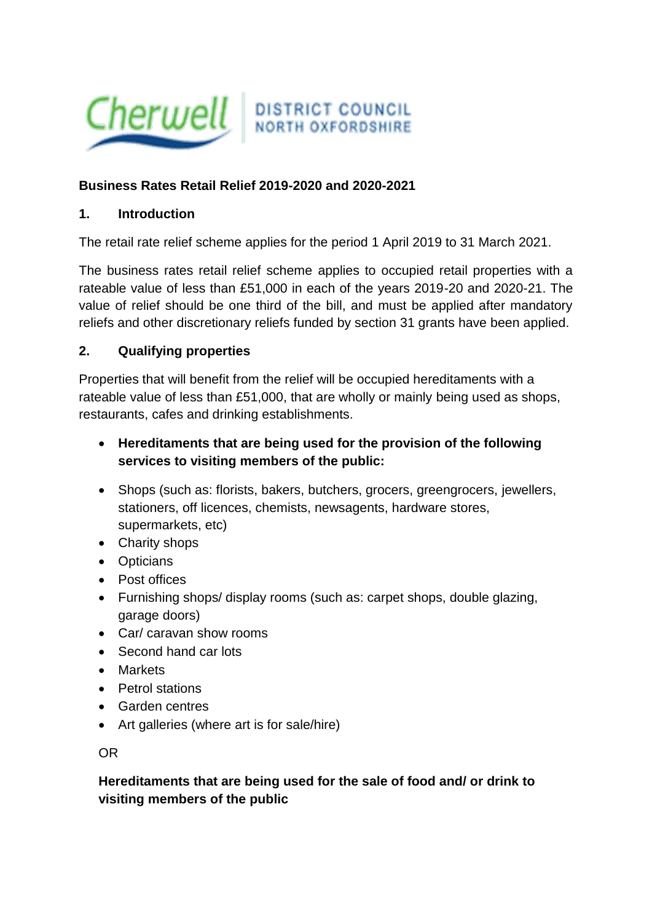# Business Rates Retail Relief 2019-2020 and 2020-2021

## 1. Introduction

The retail rate relief scheme applies for the period 1 April 2019 to 31 March 2021.

The business rates retail relief scheme applies to occupied retail properties with a rateable value of less than £51,000 in each of the years 2019-20 and 2020-21. The value of relief should be one third of the bill, and must be applied after mandatory reliefs and other discretionary reliefs funded by section 31 grants have been applied.

## 2. Qualifying properties

Properties that will benefit from the relief will be occupied hereditaments with a rateable value of less than £51,000, that are wholly or mainly being used as shops, restaurants, cafes and drinking establishments.

- **Hereditaments that are being used for the provision of the following services to visiting members of the public:**

- Shops (such as: florists, bakers, butchers, grocers, greengrocers, jewellers, stationers, off licences, chemists, newsagents, hardware stores, supermarkets, etc)
- Charity shops
- Opticians
- Post offices
- Furnishing shops/ display rooms (such as: carpet shops, double glazing, garage doors)
- Car/ caravan show rooms
- Second hand car lots
- Markets
- Petrol stations
- Garden centres
- Art galleries (where art is for sale/hire)

OR

**Hereditaments that are being used for the sale of food and/ or drink to visiting members of the public**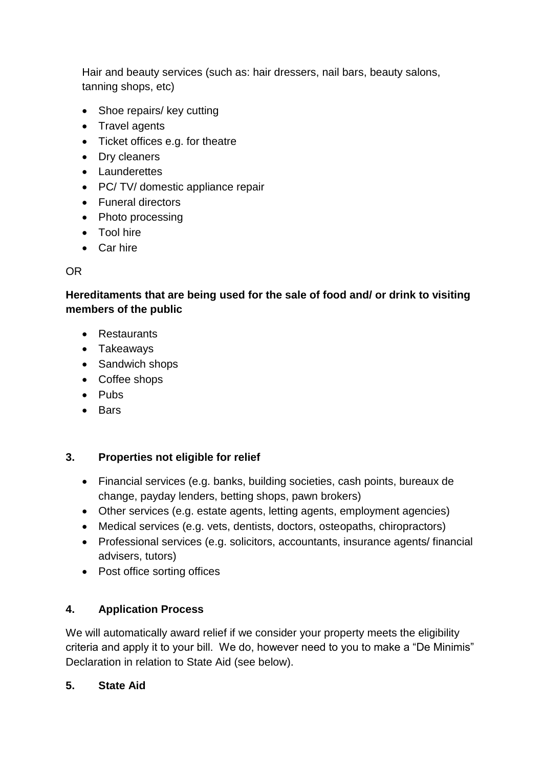Hair and beauty services (such as: hair dressers, nail bars, beauty salons, tanning shops, etc)

- Shoe repairs/ key cutting
- Travel agents
- Ticket offices e.g. for theatre
- Dry cleaners
- Launderettes
- PC/ TV/ domestic appliance repair
- Funeral directors
- Photo processing
- Tool hire
- Car hire

OR

**Hereditaments that are being used for the sale of food and/ or drink to visiting members of the public**

- Restaurants
- Takeaways
- Sandwich shops
- Coffee shops
- Pubs
- Bars

### 3. Properties not eligible for relief

- Financial services (e.g. banks, building societies, cash points, bureaux de change, payday lenders, betting shops, pawn brokers)
- Other services (e.g. estate agents, letting agents, employment agencies)
- Medical services (e.g. vets, dentists, doctors, osteopaths, chiropractors)
- Professional services (e.g. solicitors, accountants, insurance agents/ financial advisers, tutors)
- Post office sorting offices

### 4. Application Process

We will automatically award relief if we consider your property meets the eligibility criteria and apply it to your bill. We do, however need to you to make a "De Minimis" Declaration in relation to State Aid (see below).

### 5. State Aid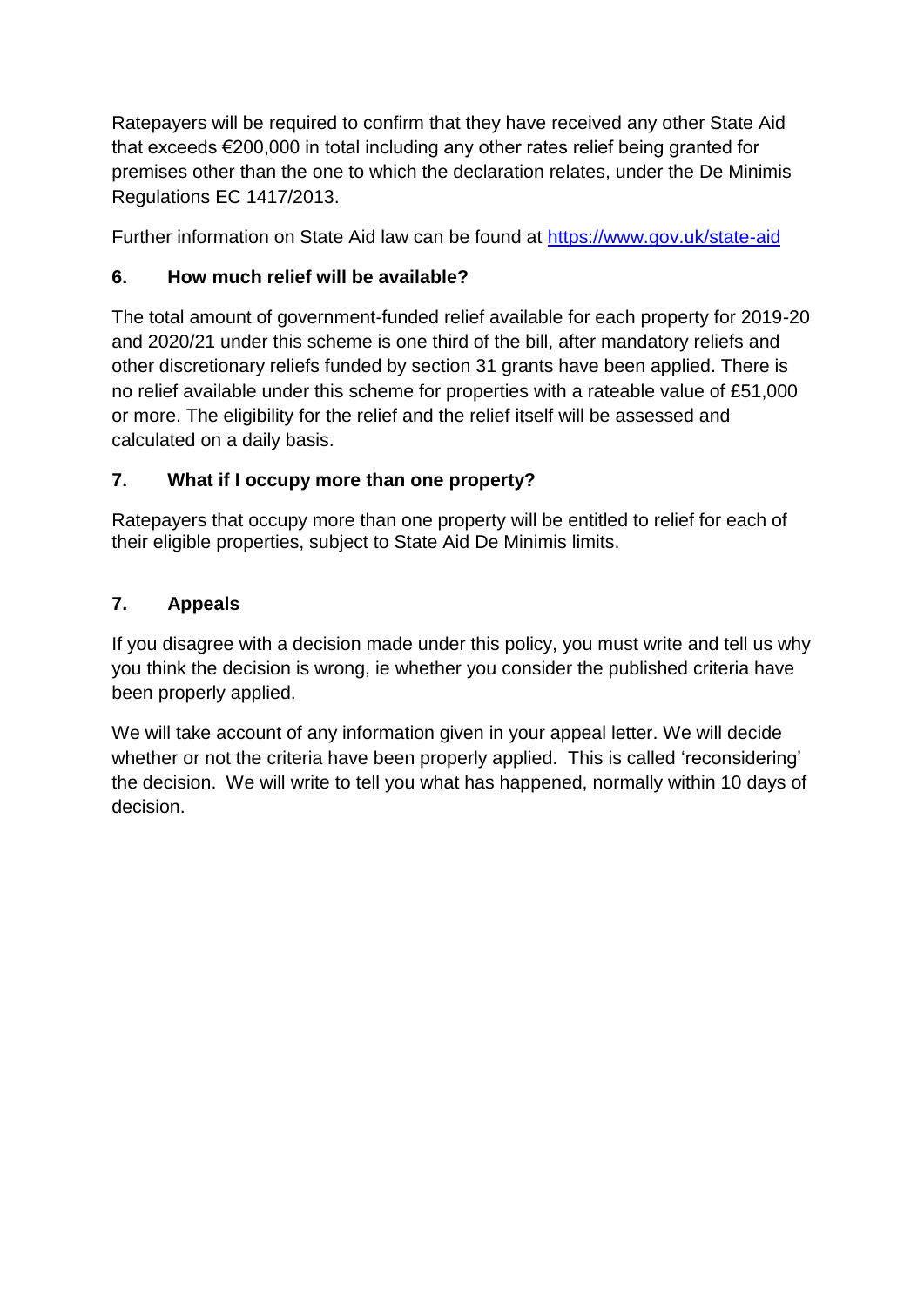Ratepayers will be required to confirm that they have received any other State Aid that exceeds €200,000 in total including any other rates relief being granted for premises other than the one to which the declaration relates, under the De Minimis Regulations EC 1417/2013.

Further information on State Aid law can be found at [https://www.gov.uk/state-aid](https://www.gov.uk/state-aid)

## 6. How much relief will be available?

The total amount of government-funded relief available for each property for 2019-20 and 2020/21 under this scheme is one third of the bill, after mandatory reliefs and other discretionary reliefs funded by section 31 grants have been applied. There is no relief available under this scheme for properties with a rateable value of £51,000 or more. The eligibility for the relief and the relief itself will be assessed and calculated on a daily basis.

## 7. What if I occupy more than one property?

Ratepayers that occupy more than one property will be entitled to relief for each of their eligible properties, subject to State Aid De Minimis limits.

## 7. Appeals

If you disagree with a decision made under this policy, you must write and tell us why you think the decision is wrong, ie whether you consider the published criteria have been properly applied.

We will take account of any information given in your appeal letter. We will decide whether or not the criteria have been properly applied. This is called 'reconsidering' the decision. We will write to tell you what has happened, normally within 10 days of decision.